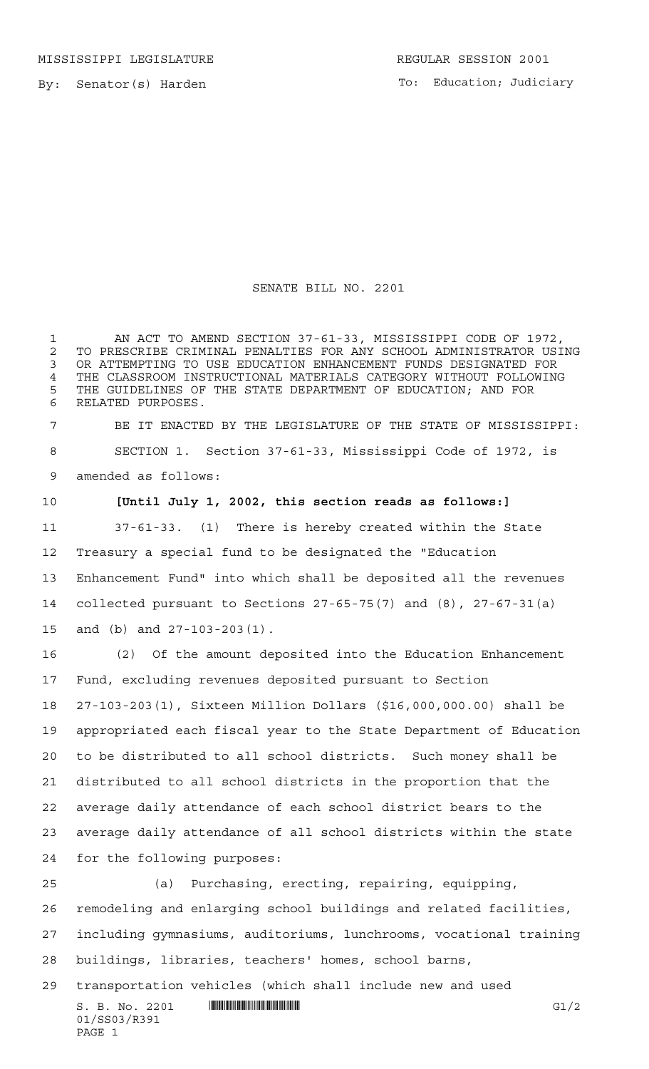MISSISSIPPI LEGISLATURE

REGULAR SESSION 2001

By: Senator(s) Harden

To: Education; Judiciary

# SENATE BILL NO. 2201

AN ACT TO AMEND SECTION 37-61-33, MISSISSIPPI CODE OF 1972, TO PRESCRIBE CRIMINAL PENALTIES FOR ANY SCHOOL ADMINISTRATOR USING OR ATTEMPTING TO USE EDUCATION ENHANCEMENT FUNDS DESIGNATED FOR THE CLASSROOM INSTRUCTIONAL MATERIALS CATEGORY WITHOUT FOLLOWING THE GUIDELINES OF THE STATE DEPARTMENT OF EDUCATION; AND FOR RELATED PURPOSES.

BE IT ENACTED BY THE LEGISLATURE OF THE STATE OF MISSISSIPPI:

SECTION 1. Section 37-61-33, Mississippi Code of 1972, is amended as follows:

**[Until July 1, 2002, this section reads as follows:]**

37-61-33. (1) There is hereby created within the State Treasury a special fund to be designated the "Education Enhancement Fund" into which shall be deposited all the revenues collected pursuant to Sections 27-65-75(7) and (8), 27-67-31(a) and (b) and 27-103-203(1).

(2) Of the amount deposited into the Education Enhancement Fund, excluding revenues deposited pursuant to Section 27-103-203(1), Sixteen Million Dollars ($16,000,000.00) shall be appropriated each fiscal year to the State Department of Education to be distributed to all school districts. Such money shall be distributed to all school districts in the proportion that the average daily attendance of each school district bears to the average daily attendance of all school districts within the state for the following purposes:

(a) Purchasing, erecting, repairing, equipping, remodeling and enlarging school buildings and related facilities, including gymnasiums, auditoriums, lunchrooms, vocational training buildings, libraries, teachers' homes, school barns, transportation vehicles (which shall include new and used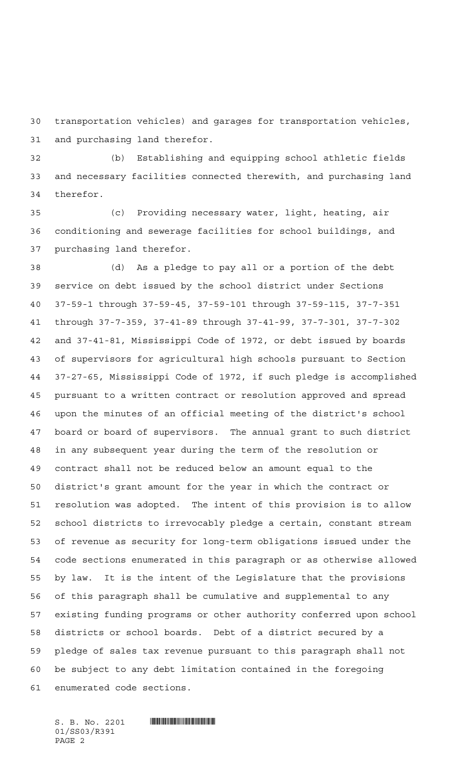transportation vehicles) and garages for transportation vehicles, and purchasing land therefor.

(b) Establishing and equipping school athletic fields and necessary facilities connected therewith, and purchasing land therefor.

(c) Providing necessary water, light, heating, air conditioning and sewerage facilities for school buildings, and purchasing land therefor.

(d) As a pledge to pay all or a portion of the debt service on debt issued by the school district under Sections 37-59-1 through 37-59-45, 37-59-101 through 37-59-115, 37-7-351 through 37-7-359, 37-41-89 through 37-41-99, 37-7-301, 37-7-302 and 37-41-81, Mississippi Code of 1972, or debt issued by boards of supervisors for agricultural high schools pursuant to Section 37-27-65, Mississippi Code of 1972, if such pledge is accomplished pursuant to a written contract or resolution approved and spread upon the minutes of an official meeting of the district's school board or board of supervisors. The annual grant to such district in any subsequent year during the term of the resolution or contract shall not be reduced below an amount equal to the district's grant amount for the year in which the contract or resolution was adopted. The intent of this provision is to allow school districts to irrevocably pledge a certain, constant stream of revenue as security for long-term obligations issued under the code sections enumerated in this paragraph or as otherwise allowed by law. It is the intent of the Legislature that the provisions of this paragraph shall be cumulative and supplemental to any existing funding programs or other authority conferred upon school districts or school boards. Debt of a district secured by a pledge of sales tax revenue pursuant to this paragraph shall not be subject to any debt limitation contained in the foregoing enumerated code sections.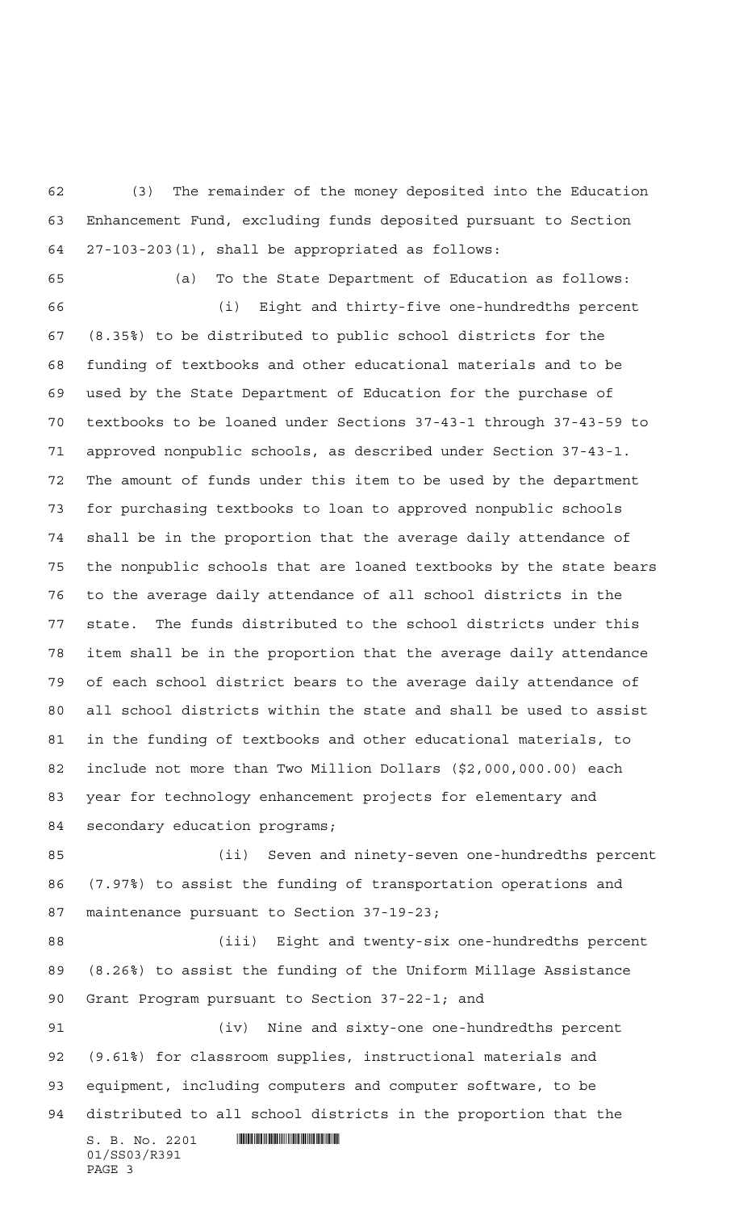(3) The remainder of the money deposited into the Education Enhancement Fund, excluding funds deposited pursuant to Section 27-103-203(1), shall be appropriated as follows:

(a) To the State Department of Education as follows:

(i) Eight and thirty-five one-hundredths percent (8.35%) to be distributed to public school districts for the funding of textbooks and other educational materials and to be used by the State Department of Education for the purchase of textbooks to be loaned under Sections 37-43-1 through 37-43-59 to approved nonpublic schools, as described under Section 37-43-1. The amount of funds under this item to be used by the department for purchasing textbooks to loan to approved nonpublic schools shall be in the proportion that the average daily attendance of the nonpublic schools that are loaned textbooks by the state bears to the average daily attendance of all school districts in the state. The funds distributed to the school districts under this item shall be in the proportion that the average daily attendance of each school district bears to the average daily attendance of all school districts within the state and shall be used to assist in the funding of textbooks and other educational materials, to include not more than Two Million Dollars ($2,000,000.00) each year for technology enhancement projects for elementary and secondary education programs;

(ii) Seven and ninety-seven one-hundredths percent (7.97%) to assist the funding of transportation operations and maintenance pursuant to Section 37-19-23;

(iii) Eight and twenty-six one-hundredths percent (8.26%) to assist the funding of the Uniform Millage Assistance Grant Program pursuant to Section 37-22-1; and

(iv) Nine and sixty-one one-hundredths percent (9.61%) for classroom supplies, instructional materials and equipment, including computers and computer software, to be distributed to all school districts in the proportion that the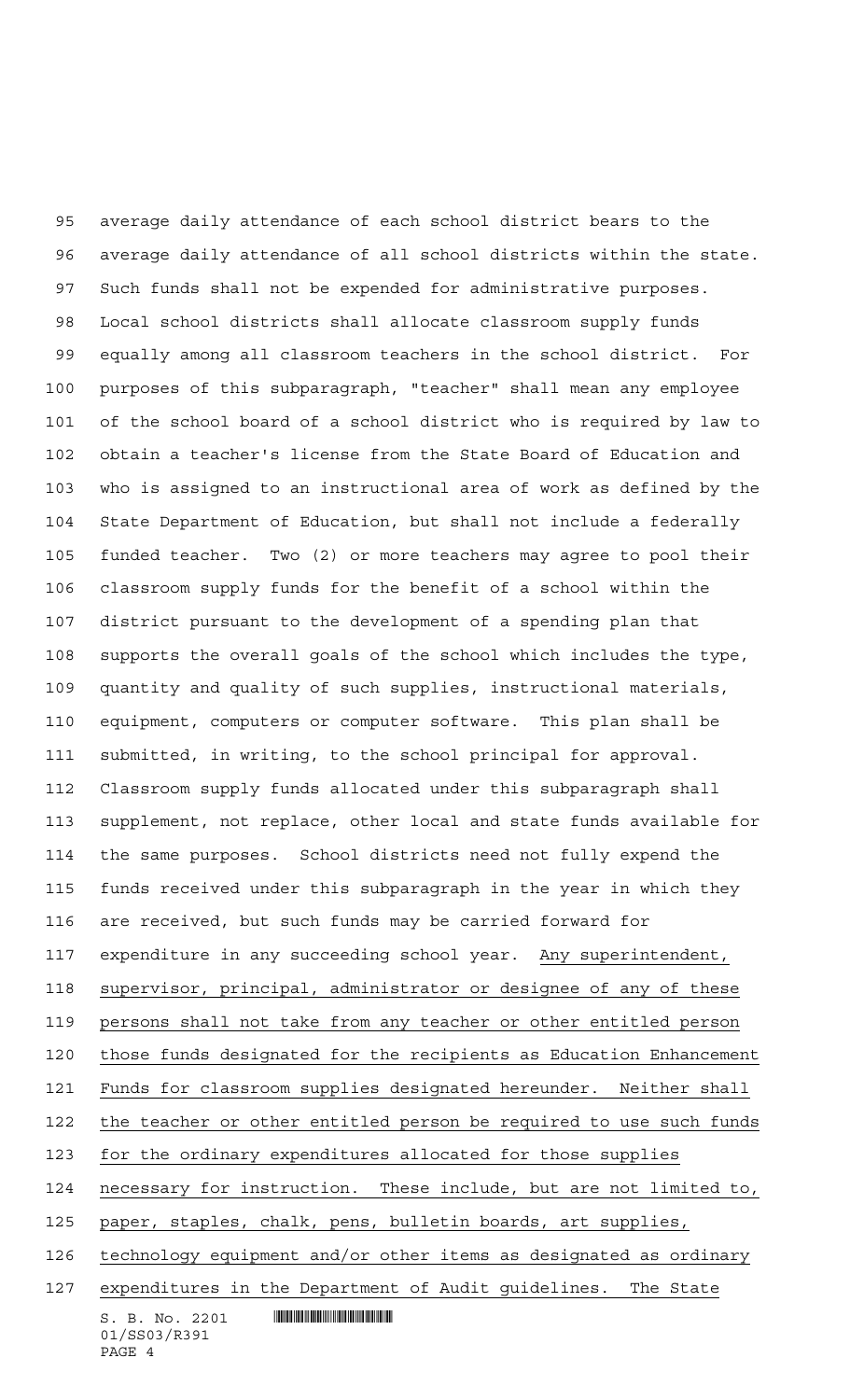average daily attendance of each school district bears to the average daily attendance of all school districts within the state. Such funds shall not be expended for administrative purposes. Local school districts shall allocate classroom supply funds equally among all classroom teachers in the school district. For purposes of this subparagraph, "teacher" shall mean any employee of the school board of a school district who is required by law to obtain a teacher's license from the State Board of Education and who is assigned to an instructional area of work as defined by the State Department of Education, but shall not include a federally funded teacher. Two (2) or more teachers may agree to pool their classroom supply funds for the benefit of a school within the district pursuant to the development of a spending plan that supports the overall goals of the school which includes the type, quantity and quality of such supplies, instructional materials, equipment, computers or computer software. This plan shall be submitted, in writing, to the school principal for approval. Classroom supply funds allocated under this subparagraph shall supplement, not replace, other local and state funds available for the same purposes. School districts need not fully expend the funds received under this subparagraph in the year in which they are received, but such funds may be carried forward for expenditure in any succeeding school year. <u>Any superintendent, supervisor, principal, administrator or designee of any of these persons shall not take from any teacher or other entitled person those funds designated for the recipients as Education Enhancement Funds for classroom supplies designated hereunder. Neither shall the teacher or other entitled person be required to use such funds for the ordinary expenditures allocated for those supplies necessary for instruction. These include, but are not limited to, paper, staples, chalk, pens, bulletin boards, art supplies, technology equipment and/or other items as designated as ordinary expenditures in the Department of Audit guidelines.</u> The State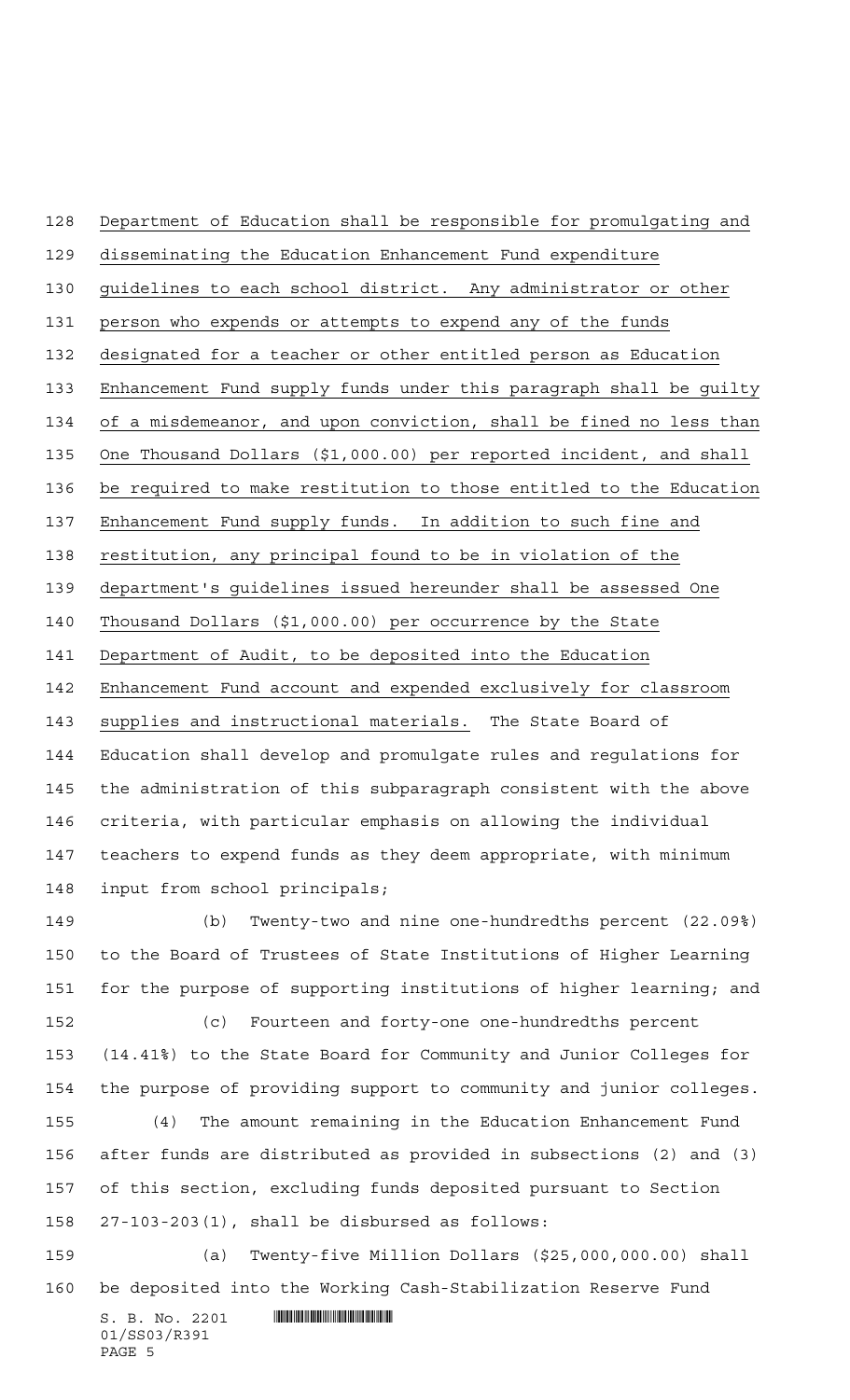Department of Education shall be responsible for promulgating and disseminating the Education Enhancement Fund expenditure guidelines to each school district. Any administrator or other person who expends or attempts to expend any of the funds designated for a teacher or other entitled person as Education Enhancement Fund supply funds under this paragraph shall be guilty of a misdemeanor, and upon conviction, shall be fined no less than One Thousand Dollars ($1,000.00) per reported incident, and shall be required to make restitution to those entitled to the Education Enhancement Fund supply funds. In addition to such fine and restitution, any principal found to be in violation of the department's guidelines issued hereunder shall be assessed One Thousand Dollars ($1,000.00) per occurrence by the State Department of Audit, to be deposited into the Education Enhancement Fund account and expended exclusively for classroom supplies and instructional materials. The State Board of Education shall develop and promulgate rules and regulations for the administration of this subparagraph consistent with the above criteria, with particular emphasis on allowing the individual teachers to expend funds as they deem appropriate, with minimum input from school principals;

(b) Twenty-two and nine one-hundredths percent (22.09%) to the Board of Trustees of State Institutions of Higher Learning for the purpose of supporting institutions of higher learning; and

(c) Fourteen and forty-one one-hundredths percent (14.41%) to the State Board for Community and Junior Colleges for the purpose of providing support to community and junior colleges.

(4) The amount remaining in the Education Enhancement Fund after funds are distributed as provided in subsections (2) and (3) of this section, excluding funds deposited pursuant to Section 27-103-203(1), shall be disbursed as follows:

(a) Twenty-five Million Dollars ($25,000,000.00) shall be deposited into the Working Cash-Stabilization Reserve Fund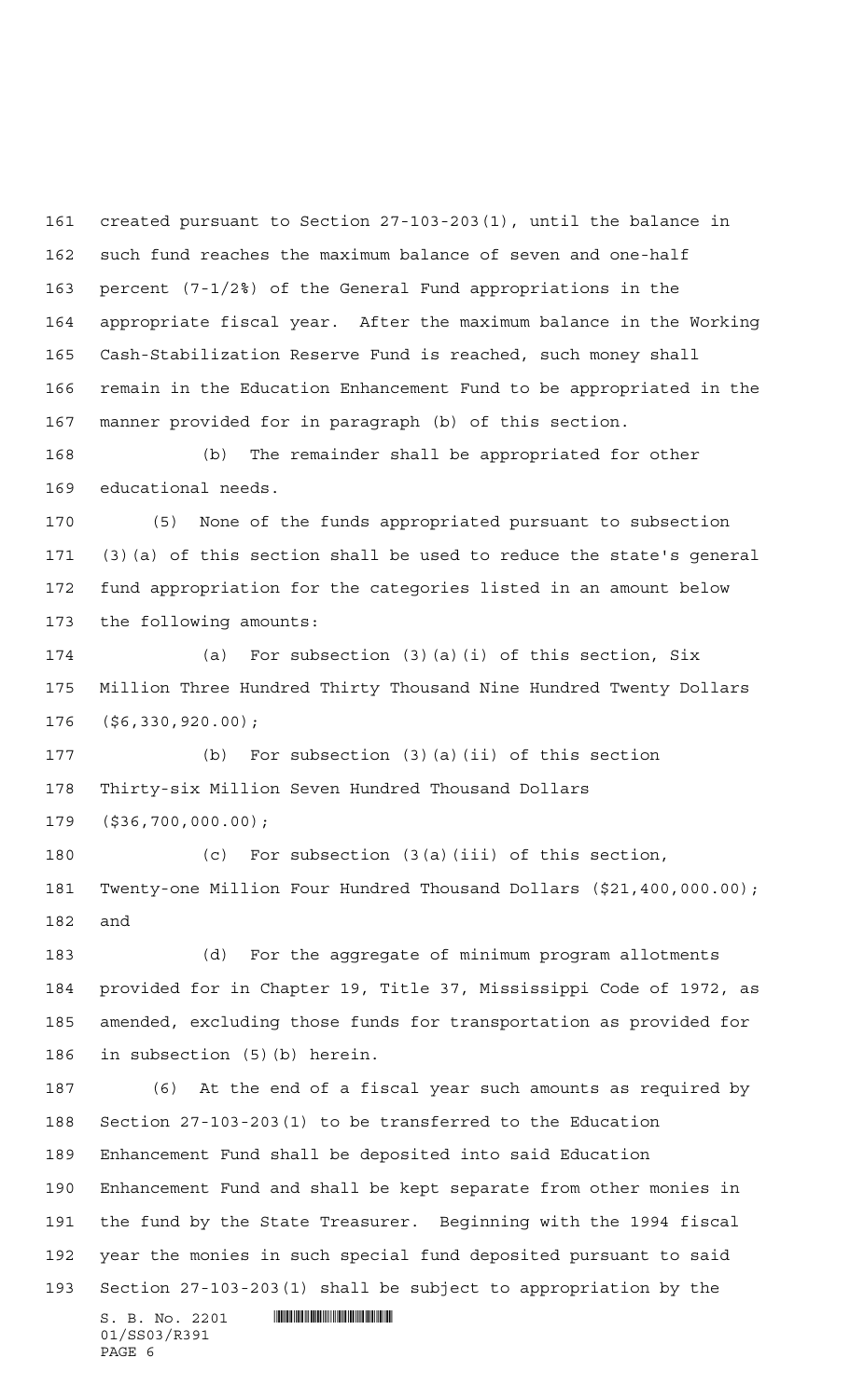created pursuant to Section 27-103-203(1), until the balance in such fund reaches the maximum balance of seven and one-half percent (7-1/2%) of the General Fund appropriations in the appropriate fiscal year. After the maximum balance in the Working Cash-Stabilization Reserve Fund is reached, such money shall remain in the Education Enhancement Fund to be appropriated in the manner provided for in paragraph (b) of this section.

(b) The remainder shall be appropriated for other educational needs.

(5) None of the funds appropriated pursuant to subsection (3)(a) of this section shall be used to reduce the state's general fund appropriation for the categories listed in an amount below the following amounts:

(a) For subsection (3)(a)(i) of this section, Six Million Three Hundred Thirty Thousand Nine Hundred Twenty Dollars ($6,330,920.00);

(b) For subsection (3)(a)(ii) of this section Thirty-six Million Seven Hundred Thousand Dollars ($36,700,000.00);

(c) For subsection (3(a)(iii) of this section, Twenty-one Million Four Hundred Thousand Dollars ($21,400,000.00); and

(d) For the aggregate of minimum program allotments provided for in Chapter 19, Title 37, Mississippi Code of 1972, as amended, excluding those funds for transportation as provided for in subsection (5)(b) herein.

(6) At the end of a fiscal year such amounts as required by Section 27-103-203(1) to be transferred to the Education Enhancement Fund shall be deposited into said Education Enhancement Fund and shall be kept separate from other monies in the fund by the State Treasurer. Beginning with the 1994 fiscal year the monies in such special fund deposited pursuant to said Section 27-103-203(1) shall be subject to appropriation by the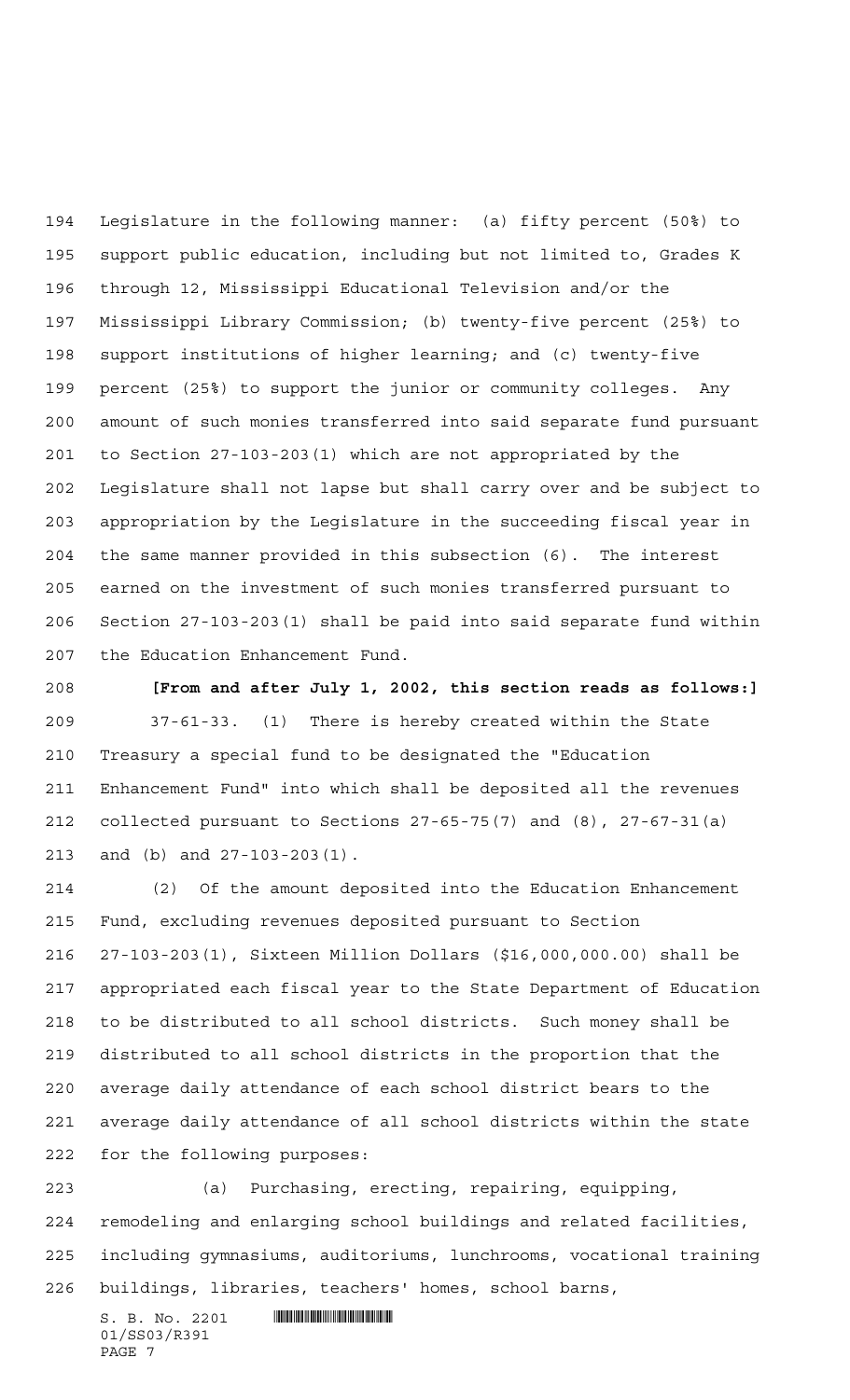Legislature in the following manner: (a) fifty percent (50%) to support public education, including but not limited to, Grades K through 12, Mississippi Educational Television and/or the Mississippi Library Commission; (b) twenty-five percent (25%) to support institutions of higher learning; and (c) twenty-five percent (25%) to support the junior or community colleges. Any amount of such monies transferred into said separate fund pursuant to Section 27-103-203(1) which are not appropriated by the Legislature shall not lapse but shall carry over and be subject to appropriation by the Legislature in the succeeding fiscal year in the same manner provided in this subsection (6). The interest earned on the investment of such monies transferred pursuant to Section 27-103-203(1) shall be paid into said separate fund within the Education Enhancement Fund.

**[From and after July 1, 2002, this section reads as follows:]**

37-61-33. (1) There is hereby created within the State Treasury a special fund to be designated the "Education Enhancement Fund" into which shall be deposited all the revenues collected pursuant to Sections 27-65-75(7) and (8), 27-67-31(a) and (b) and 27-103-203(1).

(2) Of the amount deposited into the Education Enhancement Fund, excluding revenues deposited pursuant to Section 27-103-203(1), Sixteen Million Dollars ($16,000,000.00) shall be appropriated each fiscal year to the State Department of Education to be distributed to all school districts. Such money shall be distributed to all school districts in the proportion that the average daily attendance of each school district bears to the average daily attendance of all school districts within the state for the following purposes:

(a) Purchasing, erecting, repairing, equipping, remodeling and enlarging school buildings and related facilities, including gymnasiums, auditoriums, lunchrooms, vocational training buildings, libraries, teachers' homes, school barns,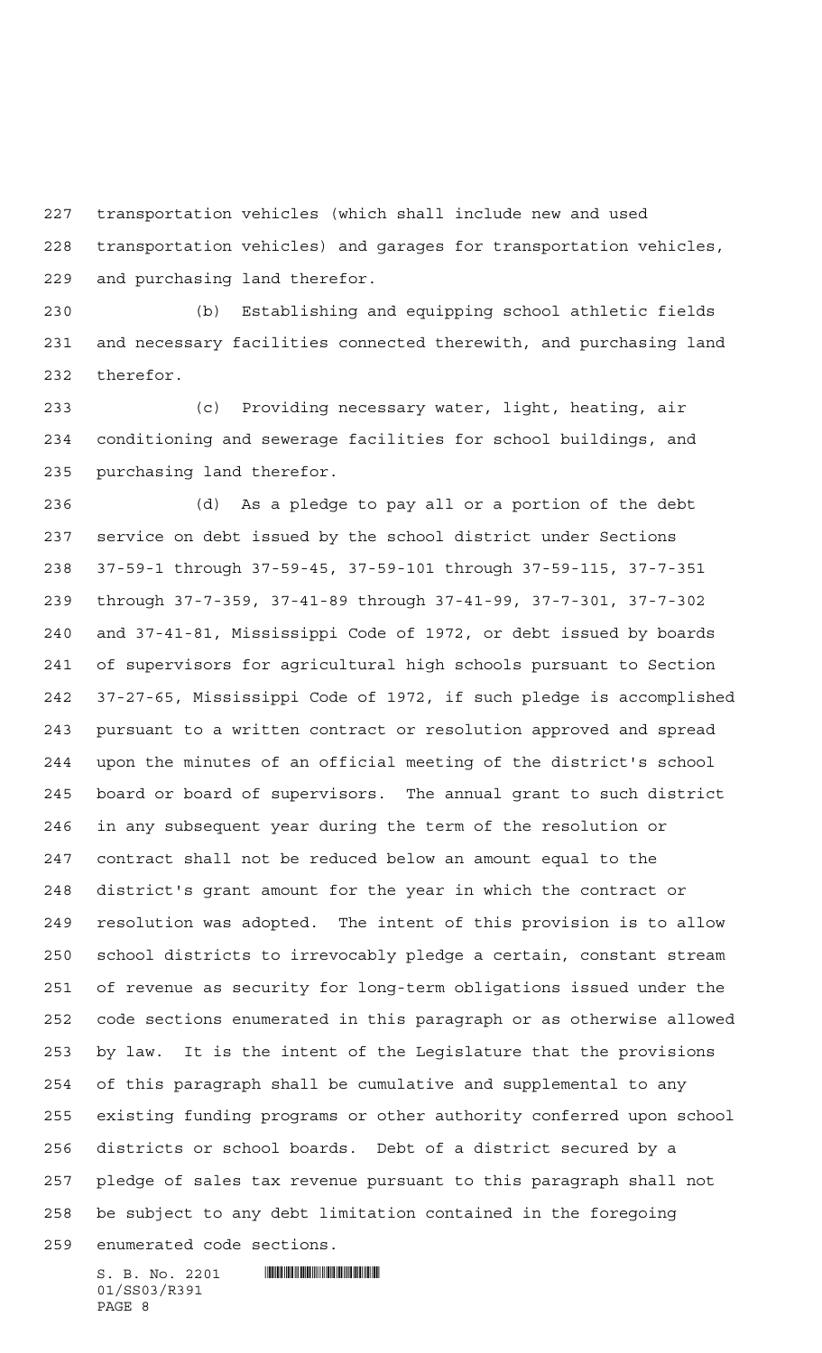transportation vehicles (which shall include new and used transportation vehicles) and garages for transportation vehicles, and purchasing land therefor.

(b) Establishing and equipping school athletic fields and necessary facilities connected therewith, and purchasing land therefor.

(c) Providing necessary water, light, heating, air conditioning and sewerage facilities for school buildings, and purchasing land therefor.

(d) As a pledge to pay all or a portion of the debt service on debt issued by the school district under Sections 37-59-1 through 37-59-45, 37-59-101 through 37-59-115, 37-7-351 through 37-7-359, 37-41-89 through 37-41-99, 37-7-301, 37-7-302 and 37-41-81, Mississippi Code of 1972, or debt issued by boards of supervisors for agricultural high schools pursuant to Section 37-27-65, Mississippi Code of 1972, if such pledge is accomplished pursuant to a written contract or resolution approved and spread upon the minutes of an official meeting of the district's school board or board of supervisors. The annual grant to such district in any subsequent year during the term of the resolution or contract shall not be reduced below an amount equal to the district's grant amount for the year in which the contract or resolution was adopted. The intent of this provision is to allow school districts to irrevocably pledge a certain, constant stream of revenue as security for long-term obligations issued under the code sections enumerated in this paragraph or as otherwise allowed by law. It is the intent of the Legislature that the provisions of this paragraph shall be cumulative and supplemental to any existing funding programs or other authority conferred upon school districts or school boards. Debt of a district secured by a pledge of sales tax revenue pursuant to this paragraph shall not be subject to any debt limitation contained in the foregoing enumerated code sections.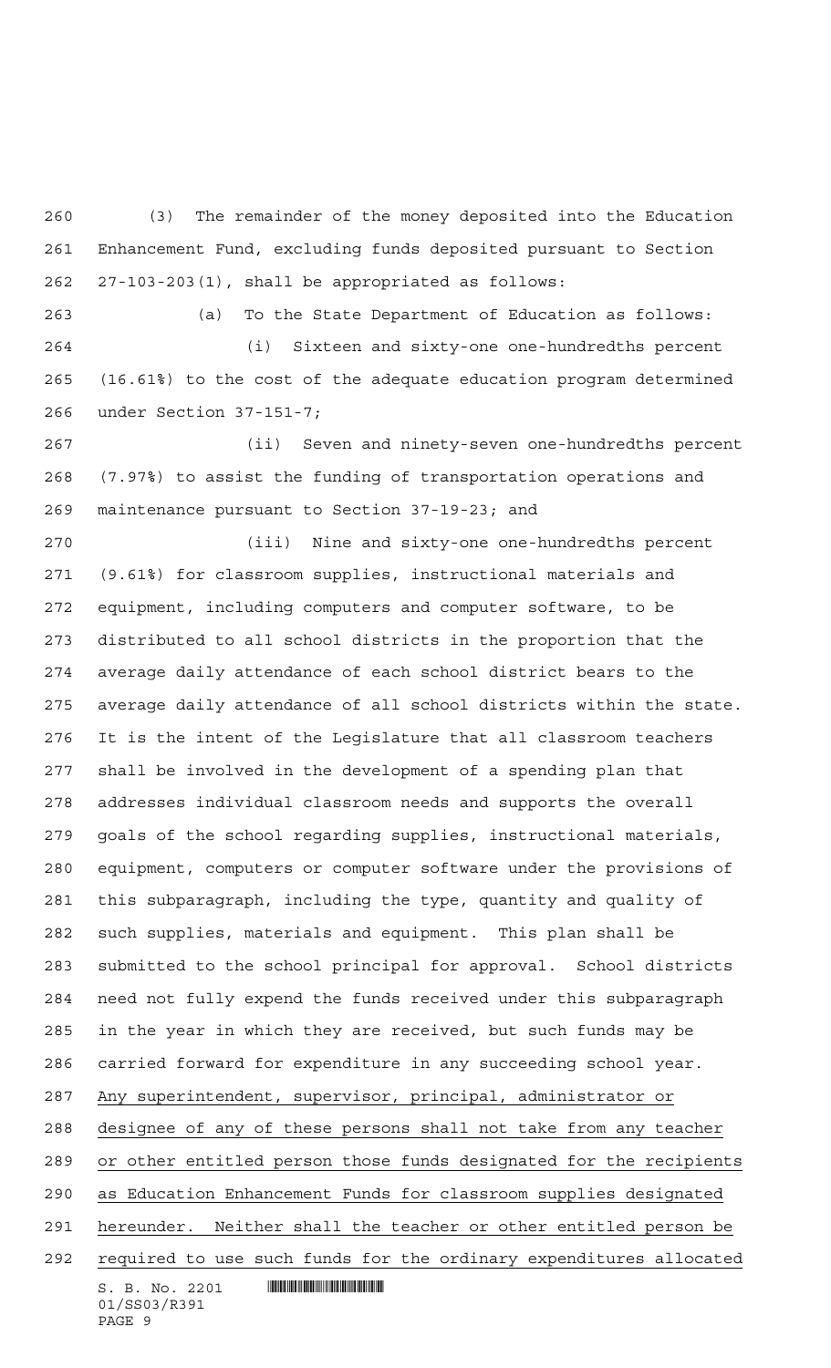(3) The remainder of the money deposited into the Education Enhancement Fund, excluding funds deposited pursuant to Section 27-103-203(1), shall be appropriated as follows:

(a) To the State Department of Education as follows:

(i) Sixteen and sixty-one one-hundredths percent (16.61%) to the cost of the adequate education program determined under Section 37-151-7;

(ii) Seven and ninety-seven one-hundredths percent (7.97%) to assist the funding of transportation operations and maintenance pursuant to Section 37-19-23; and

(iii) Nine and sixty-one one-hundredths percent (9.61%) for classroom supplies, instructional materials and equipment, including computers and computer software, to be distributed to all school districts in the proportion that the average daily attendance of each school district bears to the average daily attendance of all school districts within the state. It is the intent of the Legislature that all classroom teachers shall be involved in the development of a spending plan that addresses individual classroom needs and supports the overall goals of the school regarding supplies, instructional materials, equipment, computers or computer software under the provisions of this subparagraph, including the type, quantity and quality of such supplies, materials and equipment. This plan shall be submitted to the school principal for approval. School districts need not fully expend the funds received under this subparagraph in the year in which they are received, but such funds may be carried forward for expenditure in any succeeding school year. Any superintendent, supervisor, principal, administrator or designee of any of these persons shall not take from any teacher or other entitled person those funds designated for the recipients as Education Enhancement Funds for classroom supplies designated hereunder. Neither shall the teacher or other entitled person be required to use such funds for the ordinary expenditures allocated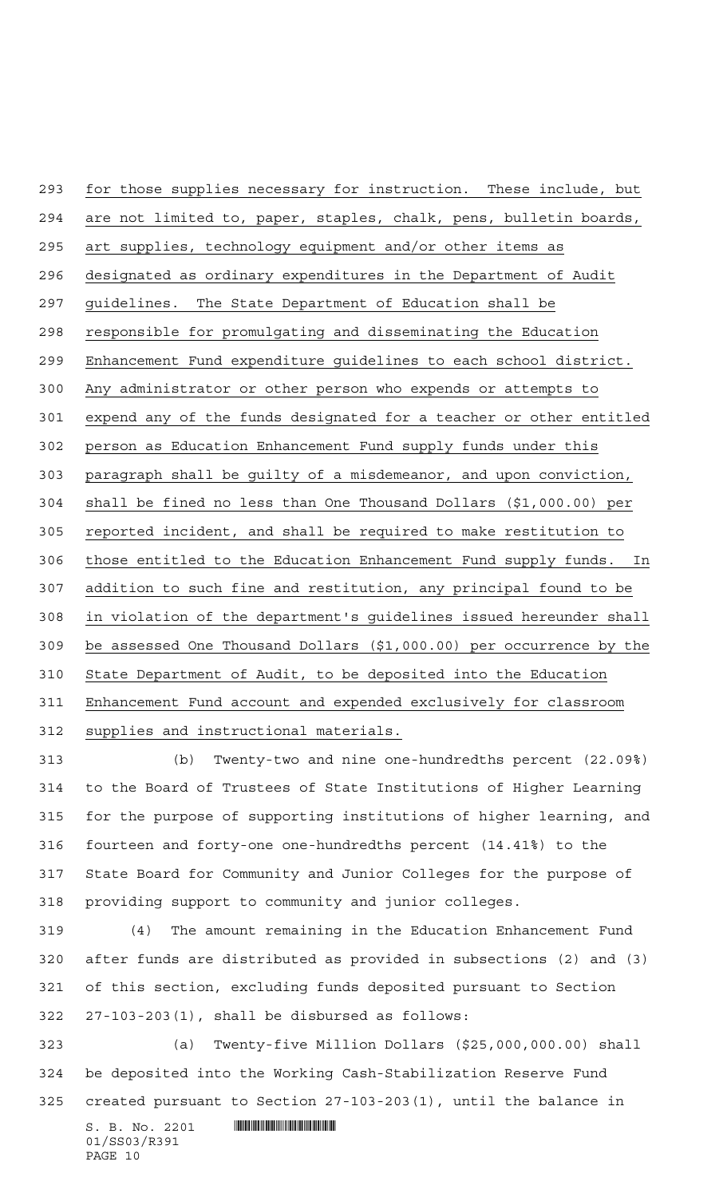for those supplies necessary for instruction. These include, but are not limited to, paper, staples, chalk, pens, bulletin boards, art supplies, technology equipment and/or other items as designated as ordinary expenditures in the Department of Audit guidelines. The State Department of Education shall be responsible for promulgating and disseminating the Education Enhancement Fund expenditure guidelines to each school district. Any administrator or other person who expends or attempts to expend any of the funds designated for a teacher or other entitled person as Education Enhancement Fund supply funds under this paragraph shall be guilty of a misdemeanor, and upon conviction, shall be fined no less than One Thousand Dollars ($1,000.00) per reported incident, and shall be required to make restitution to those entitled to the Education Enhancement Fund supply funds. In addition to such fine and restitution, any principal found to be in violation of the department's guidelines issued hereunder shall be assessed One Thousand Dollars ($1,000.00) per occurrence by the State Department of Audit, to be deposited into the Education Enhancement Fund account and expended exclusively for classroom supplies and instructional materials.

(b) Twenty-two and nine one-hundredths percent (22.09%) to the Board of Trustees of State Institutions of Higher Learning for the purpose of supporting institutions of higher learning, and fourteen and forty-one one-hundredths percent (14.41%) to the State Board for Community and Junior Colleges for the purpose of providing support to community and junior colleges.

(4) The amount remaining in the Education Enhancement Fund after funds are distributed as provided in subsections (2) and (3) of this section, excluding funds deposited pursuant to Section 27-103-203(1), shall be disbursed as follows:

(a) Twenty-five Million Dollars ($25,000,000.00) shall be deposited into the Working Cash-Stabilization Reserve Fund created pursuant to Section 27-103-203(1), until the balance in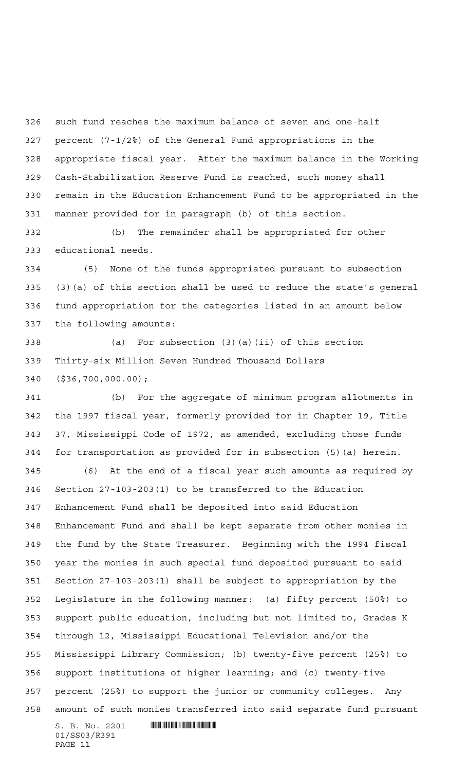such fund reaches the maximum balance of seven and one-half percent (7-1/2%) of the General Fund appropriations in the appropriate fiscal year. After the maximum balance in the Working Cash-Stabilization Reserve Fund is reached, such money shall remain in the Education Enhancement Fund to be appropriated in the manner provided for in paragraph (b) of this section.

(b) The remainder shall be appropriated for other educational needs.

(5) None of the funds appropriated pursuant to subsection (3)(a) of this section shall be used to reduce the state's general fund appropriation for the categories listed in an amount below the following amounts:

(a) For subsection (3)(a)(ii) of this section Thirty-six Million Seven Hundred Thousand Dollars ($36,700,000.00);

(b) For the aggregate of minimum program allotments in the 1997 fiscal year, formerly provided for in Chapter 19, Title 37, Mississippi Code of 1972, as amended, excluding those funds for transportation as provided for in subsection (5)(a) herein.

(6) At the end of a fiscal year such amounts as required by Section 27-103-203(1) to be transferred to the Education Enhancement Fund shall be deposited into said Education Enhancement Fund and shall be kept separate from other monies in the fund by the State Treasurer. Beginning with the 1994 fiscal year the monies in such special fund deposited pursuant to said Section 27-103-203(1) shall be subject to appropriation by the Legislature in the following manner: (a) fifty percent (50%) to support public education, including but not limited to, Grades K through 12, Mississippi Educational Television and/or the Mississippi Library Commission; (b) twenty-five percent (25%) to support institutions of higher learning; and (c) twenty-five percent (25%) to support the junior or community colleges. Any amount of such monies transferred into said separate fund pursuant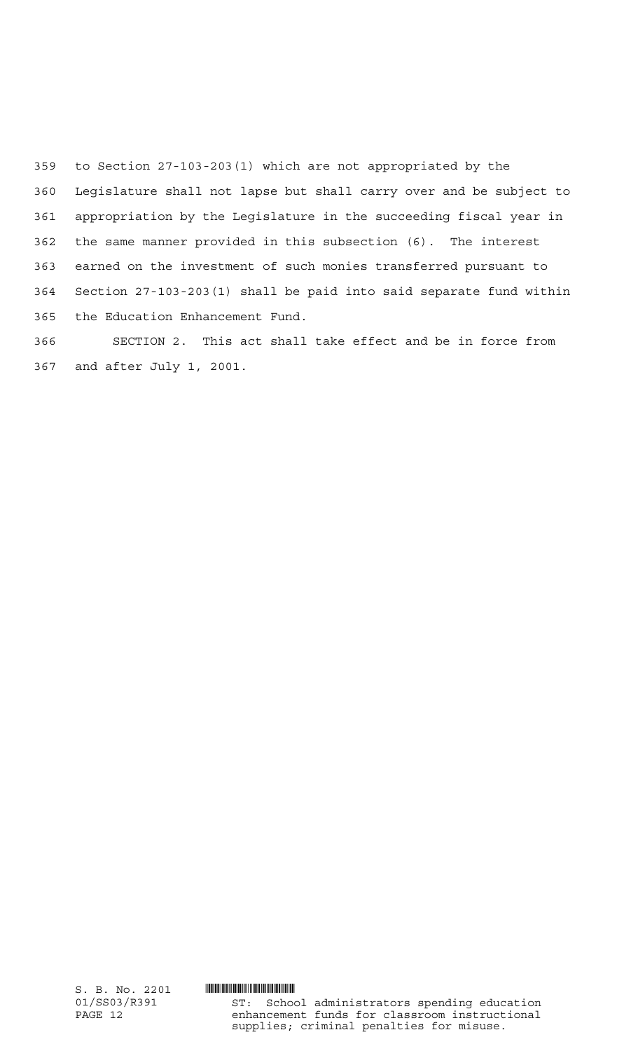to Section 27-103-203(1) which are not appropriated by the Legislature shall not lapse but shall carry over and be subject to appropriation by the Legislature in the succeeding fiscal year in the same manner provided in this subsection (6). The interest earned on the investment of such monies transferred pursuant to Section 27-103-203(1) shall be paid into said separate fund within the Education Enhancement Fund.

SECTION 2. This act shall take effect and be in force from and after July 1, 2001.

S. B. No. 2201
01/SS03/R391
ST: School administrators spending education enhancement funds for classroom instructional supplies; criminal penalties for misuse.